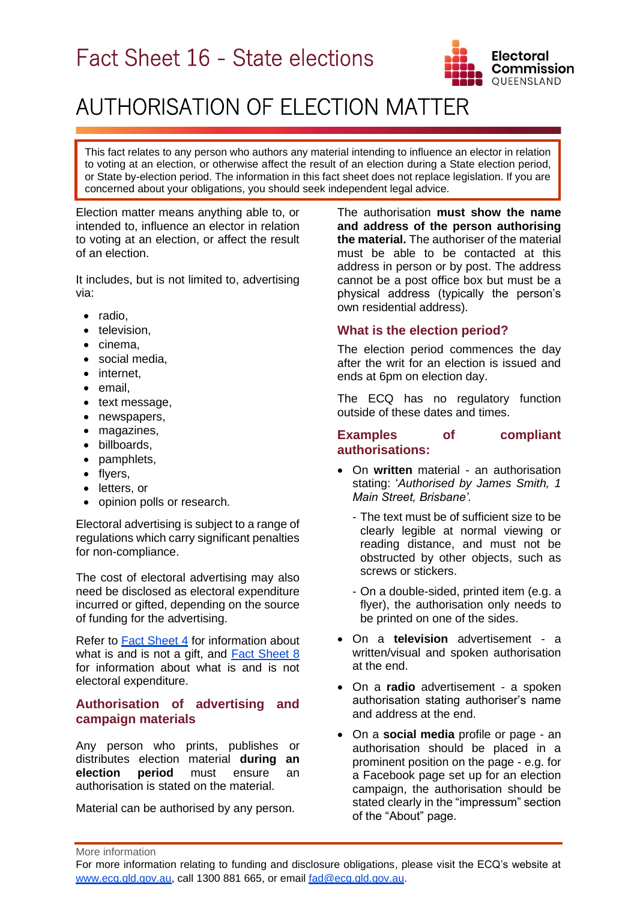# Fact Sheet 16 - State elections

# AUTHORISATION OF ELECTION MATTER

This fact relates to any person who authors any material intending to influence an elector in relation to voting at an election, or otherwise affect the result of an election during a State election period, or State by-election period. The information in this fact sheet does not replace legislation. If you are concerned about your obligations, you should seek independent legal advice.

Election matter means anything able to, or intended to, influence an elector in relation to voting at an election, or affect the result of an election.

It includes, but is not limited to, advertising via:

- radio,
- television,
- cinema,
- social media,
- internet,
- email,
- text message,
- newspapers,
- magazines,
- billboards,
- pamphlets,
- flyers,
- letters, or
- opinion polls or research.

Electoral advertising is subject to a range of regulations which carry significant penalties for non-compliance.

The cost of electoral advertising may also need be disclosed as electoral expenditure incurred or gifted, depending on the source of funding for the advertising.

Refer to [Fact Sheet 4](#) for information about what is and is not a gift, and [Fact Sheet 8](#) for information about what is and is not electoral expenditure.

## Authorisation of advertising and campaign materials

Any person who prints, publishes or distributes election material **during an election period** must ensure an authorisation is stated on the material.

Material can be authorised by any person.

The authorisation **must show the name and address of the person authorising the material.** The authoriser of the material must be able to be contacted at this address in person or by post. The address cannot be a post office box but must be a physical address (typically the person's own residential address).

## What is the election period?

The election period commences the day after the writ for an election is issued and ends at 6pm on election day.

The ECQ has no regulatory function outside of these dates and times.

## Examples of compliant authorisations:

- On **written** material - an authorisation stating: '*Authorised by James Smith, 1 Main Street, Brisbane'*.
  - The text must be of sufficient size to be clearly legible at normal viewing or reading distance, and must not be obstructed by other objects, such as screws or stickers.
  - On a double-sided, printed item (e.g. a flyer), the authorisation only needs to be printed on one of the sides.
- On a **television** advertisement - a written/visual and spoken authorisation at the end.
- On a **radio** advertisement - a spoken authorisation stating authoriser's name and address at the end.
- On a **social media** profile or page - an authorisation should be placed in a prominent position on the page - e.g. for a Facebook page set up for an election campaign, the authorisation should be stated clearly in the "impressum" section of the "About" page.

More information

For more information relating to funding and disclosure obligations, please visit the ECQ's website at www.ecq.qld.gov.au, call 1300 881 665, or email fad@ecq.qld.gov.au.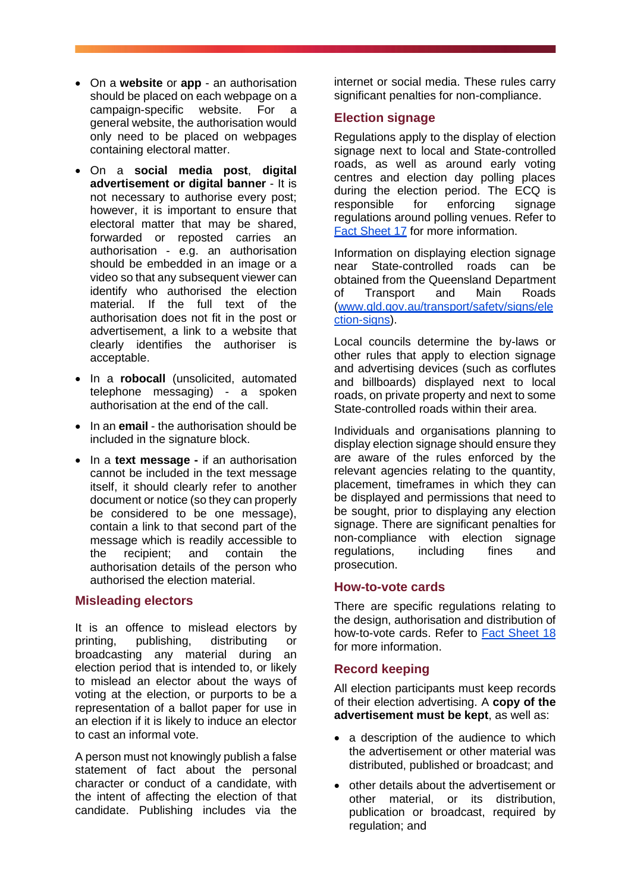- On a **website** or **app** - an authorisation should be placed on each webpage on a campaign-specific website. For a general website, the authorisation would only need to be placed on webpages containing electoral matter.
- On a **social media post**, **digital advertisement or digital banner** - It is not necessary to authorise every post; however, it is important to ensure that electoral matter that may be shared, forwarded or reposted carries an authorisation - e.g. an authorisation should be embedded in an image or a video so that any subsequent viewer can identify who authorised the election material. If the full text of the authorisation does not fit in the post or advertisement, a link to a website that clearly identifies the authoriser is acceptable.
- In a **robocall** (unsolicited, automated telephone messaging) - a spoken authorisation at the end of the call.
- In an **email** - the authorisation should be included in the signature block.
- In a **text message -** if an authorisation cannot be included in the text message itself, it should clearly refer to another document or notice (so they can properly be considered to be one message), contain a link to that second part of the message which is readily accessible to the recipient; and contain the authorisation details of the person who authorised the election material.

## Misleading electors

It is an offence to mislead electors by printing, publishing, distributing or broadcasting any material during an election period that is intended to, or likely to mislead an elector about the ways of voting at the election, or purports to be a representation of a ballot paper for use in an election if it is likely to induce an elector to cast an informal vote.

A person must not knowingly publish a false statement of fact about the personal character or conduct of a candidate, with the intent of affecting the election of that candidate. Publishing includes via the internet or social media. These rules carry significant penalties for non-compliance.

## Election signage

Regulations apply to the display of election signage next to local and State-controlled roads, as well as around early voting centres and election day polling places during the election period. The ECQ is responsible for enforcing signage regulations around polling venues. Refer to [Fact Sheet 17](Fact Sheet 17) for more information.

Information on displaying election signage near State-controlled roads can be obtained from the Queensland Department of Transport and Main Roads ([www.qld.gov.au/transport/safety/signs/election-signs](www.qld.gov.au/transport/safety/signs/election-signs)).

Local councils determine the by-laws or other rules that apply to election signage and advertising devices (such as corflutes and billboards) displayed next to local roads, on private property and next to some State-controlled roads within their area.

Individuals and organisations planning to display election signage should ensure they are aware of the rules enforced by the relevant agencies relating to the quantity, placement, timeframes in which they can be displayed and permissions that need to be sought, prior to displaying any election signage. There are significant penalties for non-compliance with election signage regulations, including fines and prosecution.

## How-to-vote cards

There are specific regulations relating to the design, authorisation and distribution of how-to-vote cards. Refer to [Fact Sheet 18](Fact Sheet 18) for more information.

## Record keeping

All election participants must keep records of their election advertising. A **copy of the advertisement must be kept**, as well as:

- a description of the audience to which the advertisement or other material was distributed, published or broadcast; and
- other details about the advertisement or other material, or its distribution, publication or broadcast, required by regulation; and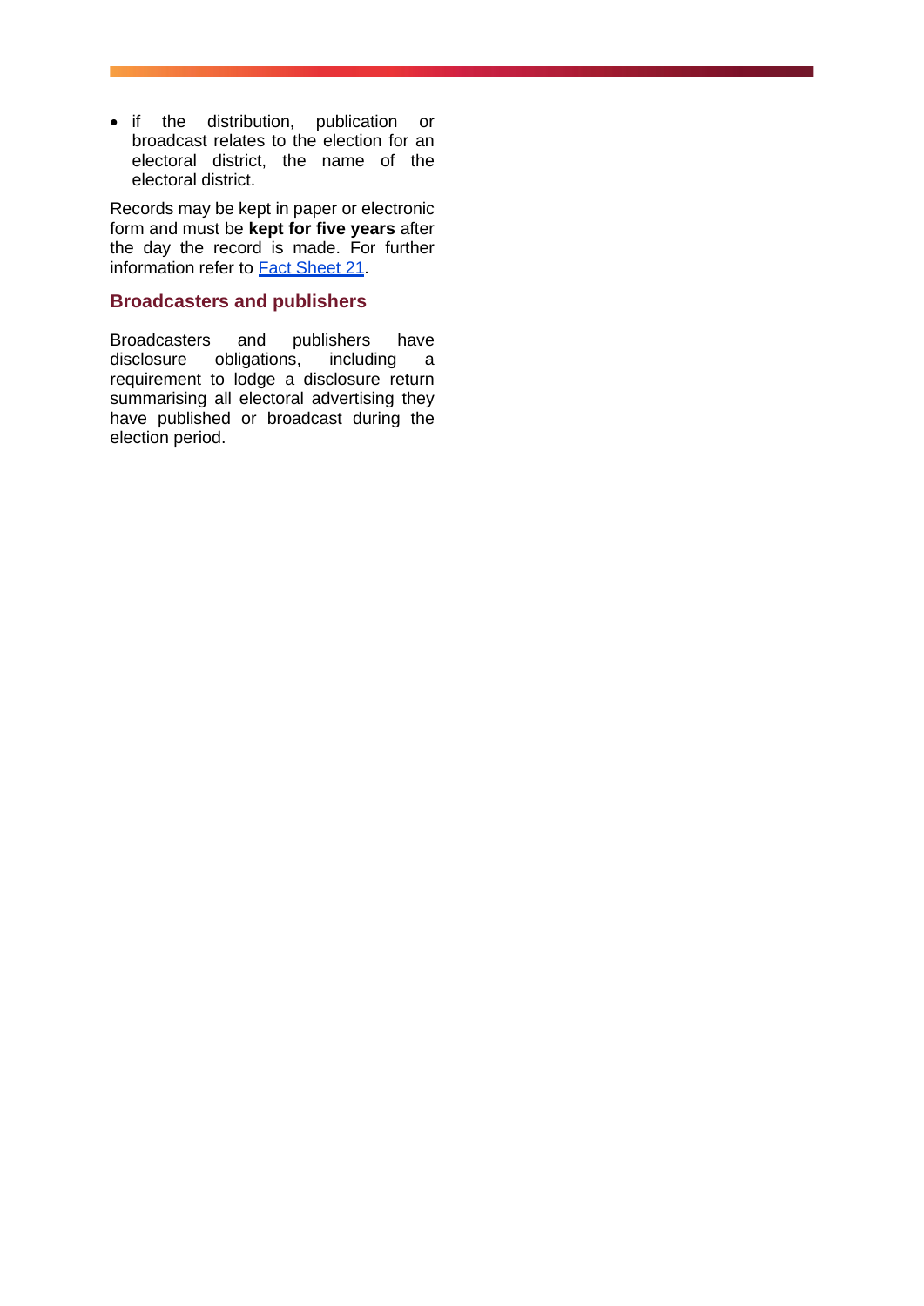- if the distribution, publication or broadcast relates to the election for an electoral district, the name of the electoral district.

Records may be kept in paper or electronic form and must be **kept for five years** after the day the record is made. For further information refer to Fact Sheet 21.

## Broadcasters and publishers

Broadcasters and publishers have disclosure obligations, including a requirement to lodge a disclosure return summarising all electoral advertising they have published or broadcast during the election period.